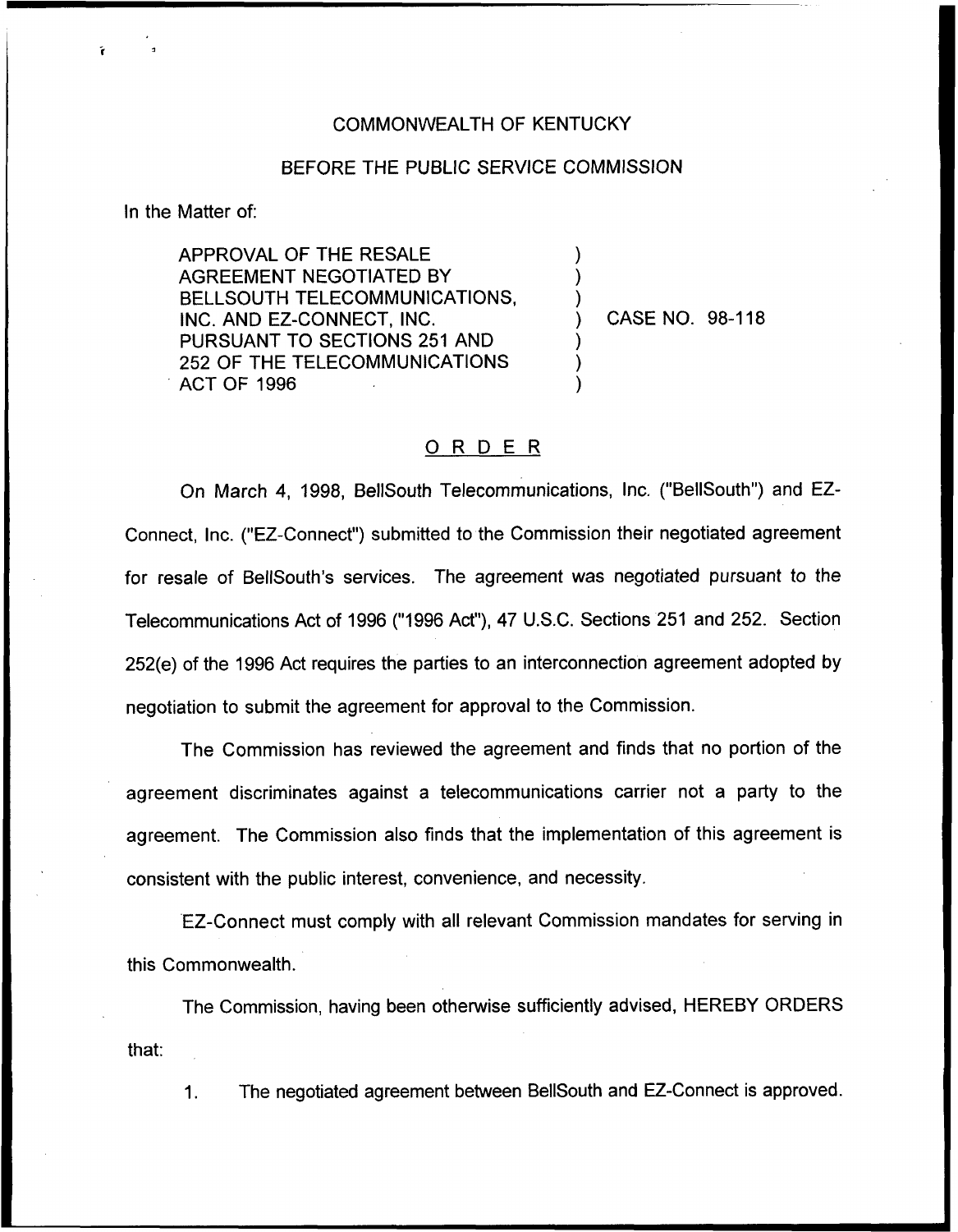COMMONWEALTH OF KENTUCKY

BEFORE THE PUBLIC SERVICE COMMISSION

In the Matter of:

| | | |
|---|---|---|
| APPROVAL OF THE RESALE AGREEMENT NEGOTIATED BY BELLSOUTH TELECOMMUNICATIONS, INC. AND EZ-CONNECT, INC. PURSUANT TO SECTIONS 251 AND 252 OF THE TELECOMMUNICATIONS ACT OF 1996 | ) | CASE NO. 98-118 |

## ORDER

On March 4, 1998, BellSouth Telecommunications, Inc. ("BellSouth") and EZ-Connect, Inc. ("EZ-Connect") submitted to the Commission their negotiated agreement for resale of BellSouth's services. The agreement was negotiated pursuant to the Telecommunications Act of 1996 ("1996 Act"), 47 U.S.C. Sections 251 and 252. Section 252(e) of the 1996 Act requires the parties to an interconnection agreement adopted by negotiation to submit the agreement for approval to the Commission.

The Commission has reviewed the agreement and finds that no portion of the agreement discriminates against a telecommunications carrier not a party to the agreement. The Commission also finds that the implementation of this agreement is consistent with the public interest, convenience, and necessity.

EZ-Connect must comply with all relevant Commission mandates for serving in this Commonwealth.

The Commission, having been otherwise sufficiently advised, HEREBY ORDERS that:

1. The negotiated agreement between BellSouth and EZ-Connect is approved.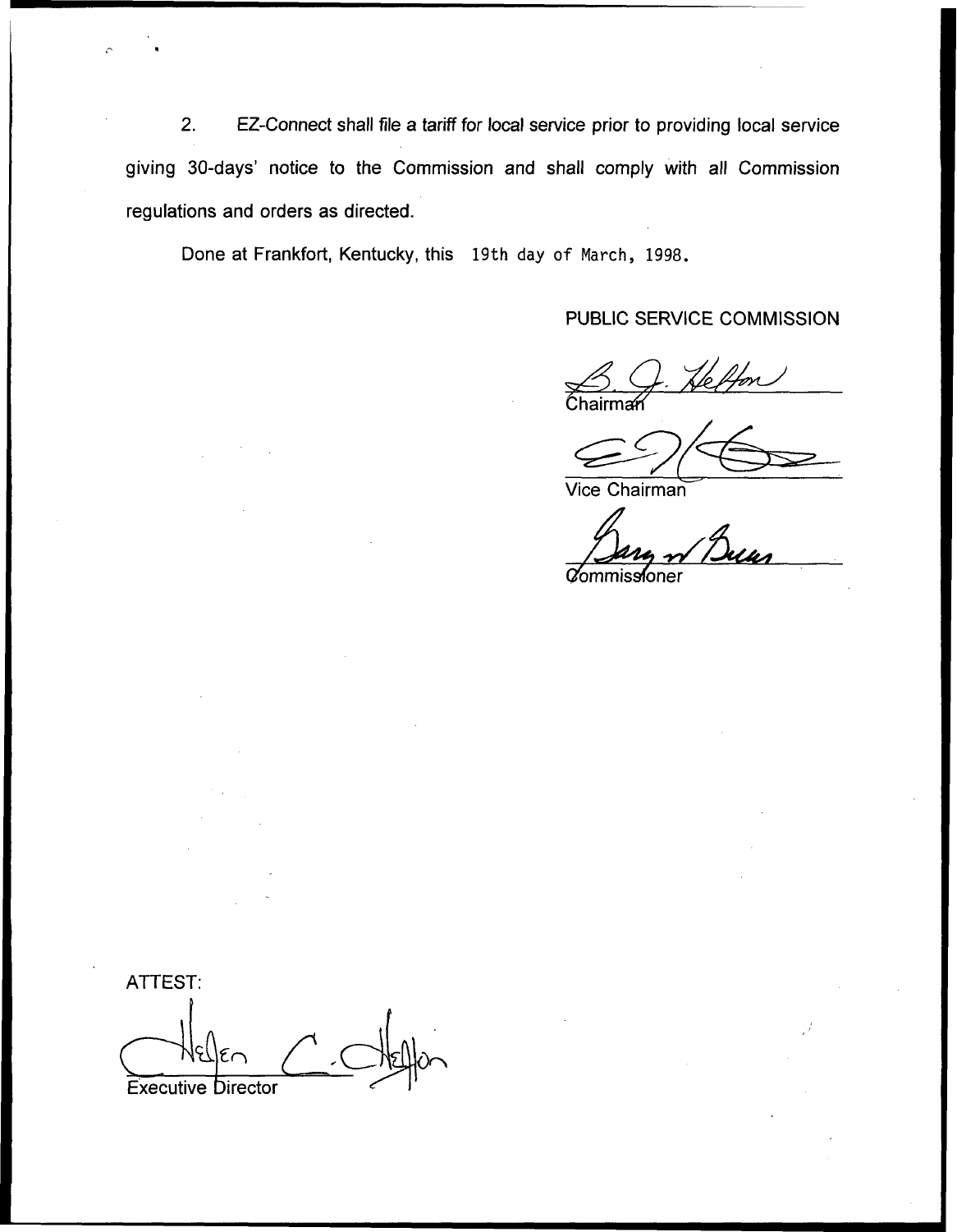2. EZ-Connect shall file a tariff for local service prior to providing local service giving 30-days' notice to the Commission and shall comply with all Commission regulations and orders as directed.

Done at Frankfort, Kentucky, this 19th day of March, 1998.

PUBLIC SERVICE COMMISSION

Chairman

Vice Chairman

Commissioner

ATTEST:

Executive Director